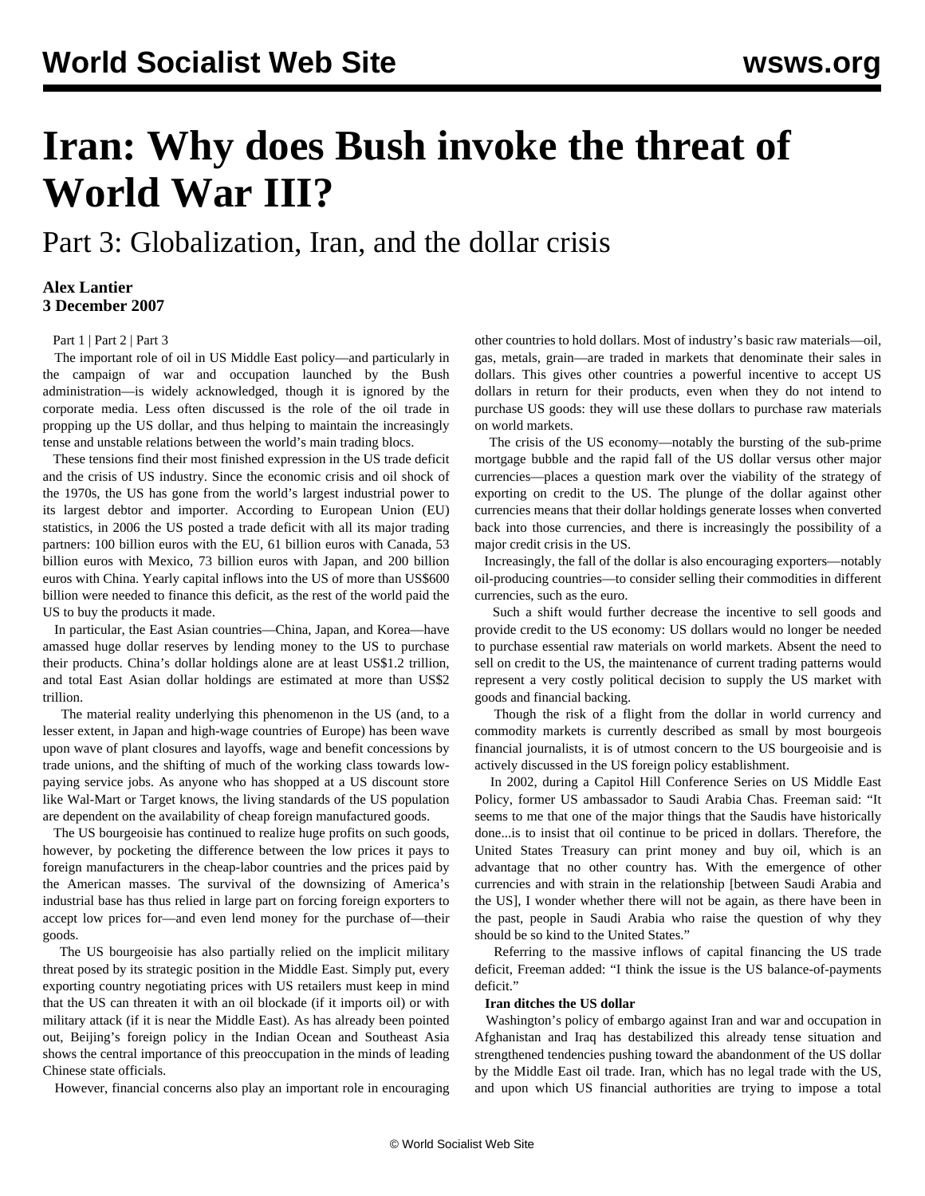# Iran: Why does Bush invoke the threat of World War III?

## Part 3: Globalization, Iran, and the dollar crisis

**Alex Lantier**
**3 December 2007**

Part 1 | Part 2 | Part 3

The important role of oil in US Middle East policy—and particularly in the campaign of war and occupation launched by the Bush administration—is widely acknowledged, though it is ignored by the corporate media. Less often discussed is the role of the oil trade in propping up the US dollar, and thus helping to maintain the increasingly tense and unstable relations between the world's main trading blocs.

These tensions find their most finished expression in the US trade deficit and the crisis of US industry. Since the economic crisis and oil shock of the 1970s, the US has gone from the world's largest industrial power to its largest debtor and importer. According to European Union (EU) statistics, in 2006 the US posted a trade deficit with all its major trading partners: 100 billion euros with the EU, 61 billion euros with Canada, 53 billion euros with Mexico, 73 billion euros with Japan, and 200 billion euros with China. Yearly capital inflows into the US of more than US$600 billion were needed to finance this deficit, as the rest of the world paid the US to buy the products it made.

In particular, the East Asian countries—China, Japan, and Korea—have amassed huge dollar reserves by lending money to the US to purchase their products. China's dollar holdings alone are at least US$1.2 trillion, and total East Asian dollar holdings are estimated at more than US$2 trillion.

The material reality underlying this phenomenon in the US (and, to a lesser extent, in Japan and high-wage countries of Europe) has been wave upon wave of plant closures and layoffs, wage and benefit concessions by trade unions, and the shifting of much of the working class towards low-paying service jobs. As anyone who has shopped at a US discount store like Wal-Mart or Target knows, the living standards of the US population are dependent on the availability of cheap foreign manufactured goods.

The US bourgeoisie has continued to realize huge profits on such goods, however, by pocketing the difference between the low prices it pays to foreign manufacturers in the cheap-labor countries and the prices paid by the American masses. The survival of the downsizing of America's industrial base has thus relied in large part on forcing foreign exporters to accept low prices for—and even lend money for the purchase of—their goods.

The US bourgeoisie has also partially relied on the implicit military threat posed by its strategic position in the Middle East. Simply put, every exporting country negotiating prices with US retailers must keep in mind that the US can threaten it with an oil blockade (if it imports oil) or with military attack (if it is near the Middle East). As has already been pointed out, Beijing's foreign policy in the Indian Ocean and Southeast Asia shows the central importance of this preoccupation in the minds of leading Chinese state officials.

However, financial concerns also play an important role in encouraging other countries to hold dollars. Most of industry's basic raw materials—oil, gas, metals, grain—are traded in markets that denominate their sales in dollars. This gives other countries a powerful incentive to accept US dollars in return for their products, even when they do not intend to purchase US goods: they will use these dollars to purchase raw materials on world markets.

The crisis of the US economy—notably the bursting of the sub-prime mortgage bubble and the rapid fall of the US dollar versus other major currencies—places a question mark over the viability of the strategy of exporting on credit to the US. The plunge of the dollar against other currencies means that their dollar holdings generate losses when converted back into those currencies, and there is increasingly the possibility of a major credit crisis in the US.

Increasingly, the fall of the dollar is also encouraging exporters—notably oil-producing countries—to consider selling their commodities in different currencies, such as the euro.

Such a shift would further decrease the incentive to sell goods and provide credit to the US economy: US dollars would no longer be needed to purchase essential raw materials on world markets. Absent the need to sell on credit to the US, the maintenance of current trading patterns would represent a very costly political decision to supply the US market with goods and financial backing.

Though the risk of a flight from the dollar in world currency and commodity markets is currently described as small by most bourgeois financial journalists, it is of utmost concern to the US bourgeoisie and is actively discussed in the US foreign policy establishment.

In 2002, during a Capitol Hill Conference Series on US Middle East Policy, former US ambassador to Saudi Arabia Chas. Freeman said: "It seems to me that one of the major things that the Saudis have historically done...is to insist that oil continue to be priced in dollars. Therefore, the United States Treasury can print money and buy oil, which is an advantage that no other country has. With the emergence of other currencies and with strain in the relationship [between Saudi Arabia and the US], I wonder whether there will not be again, as there have been in the past, people in Saudi Arabia who raise the question of why they should be so kind to the United States."

Referring to the massive inflows of capital financing the US trade deficit, Freeman added: "I think the issue is the US balance-of-payments deficit."

**Iran ditches the US dollar**

Washington's policy of embargo against Iran and war and occupation in Afghanistan and Iraq has destabilized this already tense situation and strengthened tendencies pushing toward the abandonment of the US dollar by the Middle East oil trade. Iran, which has no legal trade with the US, and upon which US financial authorities are trying to impose a total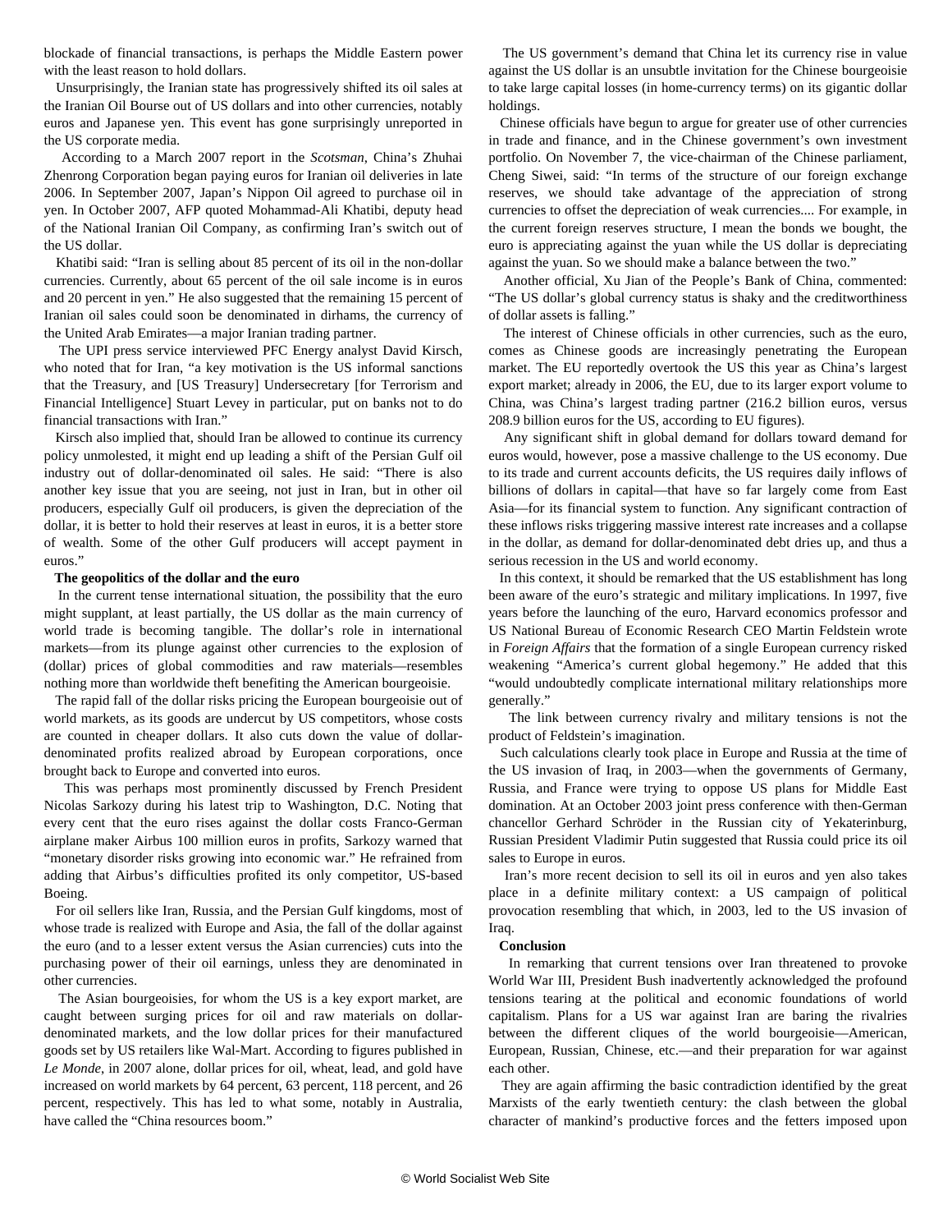blockade of financial transactions, is perhaps the Middle Eastern power with the least reason to hold dollars.

Unsurprisingly, the Iranian state has progressively shifted its oil sales at the Iranian Oil Bourse out of US dollars and into other currencies, notably euros and Japanese yen. This event has gone surprisingly unreported in the US corporate media.

According to a March 2007 report in the *Scotsman*, China's Zhuhai Zhenrong Corporation began paying euros for Iranian oil deliveries in late 2006. In September 2007, Japan's Nippon Oil agreed to purchase oil in yen. In October 2007, AFP quoted Mohammad-Ali Khatibi, deputy head of the National Iranian Oil Company, as confirming Iran's switch out of the US dollar.

Khatibi said: "Iran is selling about 85 percent of its oil in the non-dollar currencies. Currently, about 65 percent of the oil sale income is in euros and 20 percent in yen." He also suggested that the remaining 15 percent of Iranian oil sales could soon be denominated in dirhams, the currency of the United Arab Emirates—a major Iranian trading partner.

The UPI press service interviewed PFC Energy analyst David Kirsch, who noted that for Iran, "a key motivation is the US informal sanctions that the Treasury, and [US Treasury] Undersecretary [for Terrorism and Financial Intelligence] Stuart Levey in particular, put on banks not to do financial transactions with Iran."

Kirsch also implied that, should Iran be allowed to continue its currency policy unmolested, it might end up leading a shift of the Persian Gulf oil industry out of dollar-denominated oil sales. He said: "There is also another key issue that you are seeing, not just in Iran, but in other oil producers, especially Gulf oil producers, is given the depreciation of the dollar, it is better to hold their reserves at least in euros, it is a better store of wealth. Some of the other Gulf producers will accept payment in euros."

**The geopolitics of the dollar and the euro**

In the current tense international situation, the possibility that the euro might supplant, at least partially, the US dollar as the main currency of world trade is becoming tangible. The dollar's role in international markets—from its plunge against other currencies to the explosion of (dollar) prices of global commodities and raw materials—resembles nothing more than worldwide theft benefiting the American bourgeoisie.

The rapid fall of the dollar risks pricing the European bourgeoisie out of world markets, as its goods are undercut by US competitors, whose costs are counted in cheaper dollars. It also cuts down the value of dollar-denominated profits realized abroad by European corporations, once brought back to Europe and converted into euros.

This was perhaps most prominently discussed by French President Nicolas Sarkozy during his latest trip to Washington, D.C. Noting that every cent that the euro rises against the dollar costs Franco-German airplane maker Airbus 100 million euros in profits, Sarkozy warned that "monetary disorder risks growing into economic war." He refrained from adding that Airbus's difficulties profited its only competitor, US-based Boeing.

For oil sellers like Iran, Russia, and the Persian Gulf kingdoms, most of whose trade is realized with Europe and Asia, the fall of the dollar against the euro (and to a lesser extent versus the Asian currencies) cuts into the purchasing power of their oil earnings, unless they are denominated in other currencies.

The Asian bourgeoisies, for whom the US is a key export market, are caught between surging prices for oil and raw materials on dollar-denominated markets, and the low dollar prices for their manufactured goods set by US retailers like Wal-Mart. According to figures published in *Le Monde*, in 2007 alone, dollar prices for oil, wheat, lead, and gold have increased on world markets by 64 percent, 63 percent, 118 percent, and 26 percent, respectively. This has led to what some, notably in Australia, have called the "China resources boom."

The US government's demand that China let its currency rise in value against the US dollar is an unsubtle invitation for the Chinese bourgeoisie to take large capital losses (in home-currency terms) on its gigantic dollar holdings.

Chinese officials have begun to argue for greater use of other currencies in trade and finance, and in the Chinese government's own investment portfolio. On November 7, the vice-chairman of the Chinese parliament, Cheng Siwei, said: "In terms of the structure of our foreign exchange reserves, we should take advantage of the appreciation of strong currencies to offset the depreciation of weak currencies.... For example, in the current foreign reserves structure, I mean the bonds we bought, the euro is appreciating against the yuan while the US dollar is depreciating against the yuan. So we should make a balance between the two."

Another official, Xu Jian of the People's Bank of China, commented: "The US dollar's global currency status is shaky and the creditworthiness of dollar assets is falling."

The interest of Chinese officials in other currencies, such as the euro, comes as Chinese goods are increasingly penetrating the European market. The EU reportedly overtook the US this year as China's largest export market; already in 2006, the EU, due to its larger export volume to China, was China's largest trading partner (216.2 billion euros, versus 208.9 billion euros for the US, according to EU figures).

Any significant shift in global demand for dollars toward demand for euros would, however, pose a massive challenge to the US economy. Due to its trade and current accounts deficits, the US requires daily inflows of billions of dollars in capital—that have so far largely come from East Asia—for its financial system to function. Any significant contraction of these inflows risks triggering massive interest rate increases and a collapse in the dollar, as demand for dollar-denominated debt dries up, and thus a serious recession in the US and world economy.

In this context, it should be remarked that the US establishment has long been aware of the euro's strategic and military implications. In 1997, five years before the launching of the euro, Harvard economics professor and US National Bureau of Economic Research CEO Martin Feldstein wrote in *Foreign Affairs* that the formation of a single European currency risked weakening "America's current global hegemony." He added that this "would undoubtedly complicate international military relationships more generally."

The link between currency rivalry and military tensions is not the product of Feldstein's imagination.

Such calculations clearly took place in Europe and Russia at the time of the US invasion of Iraq, in 2003—when the governments of Germany, Russia, and France were trying to oppose US plans for Middle East domination. At an October 2003 joint press conference with then-German chancellor Gerhard Schröder in the Russian city of Yekaterinburg, Russian President Vladimir Putin suggested that Russia could price its oil sales to Europe in euros.

Iran's more recent decision to sell its oil in euros and yen also takes place in a definite military context: a US campaign of political provocation resembling that which, in 2003, led to the US invasion of Iraq.

**Conclusion**

In remarking that current tensions over Iran threatened to provoke World War III, President Bush inadvertently acknowledged the profound tensions tearing at the political and economic foundations of world capitalism. Plans for a US war against Iran are baring the rivalries between the different cliques of the world bourgeoisie—American, European, Russian, Chinese, etc.—and their preparation for war against each other.

They are again affirming the basic contradiction identified by the great Marxists of the early twentieth century: the clash between the global character of mankind's productive forces and the fetters imposed upon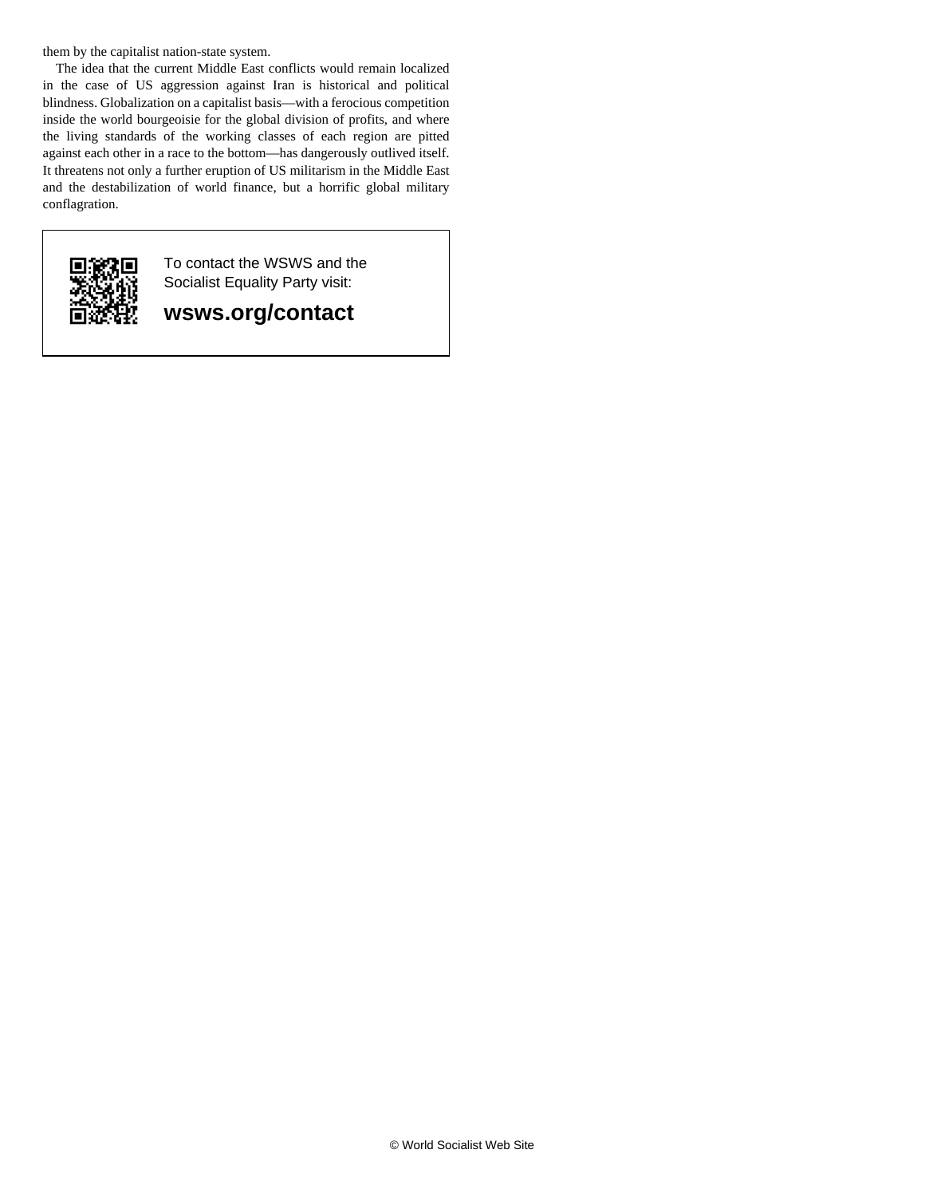them by the capitalist nation-state system.

The idea that the current Middle East conflicts would remain localized in the case of US aggression against Iran is historical and political blindness. Globalization on a capitalist basis—with a ferocious competition inside the world bourgeoisie for the global division of profits, and where the living standards of the working classes of each region are pitted against each other in a race to the bottom—has dangerously outlived itself. It threatens not only a further eruption of US militarism in the Middle East and the destabilization of world finance, but a horrific global military conflagration.

To contact the WSWS and the Socialist Equality Party visit:

**wsws.org/contact**